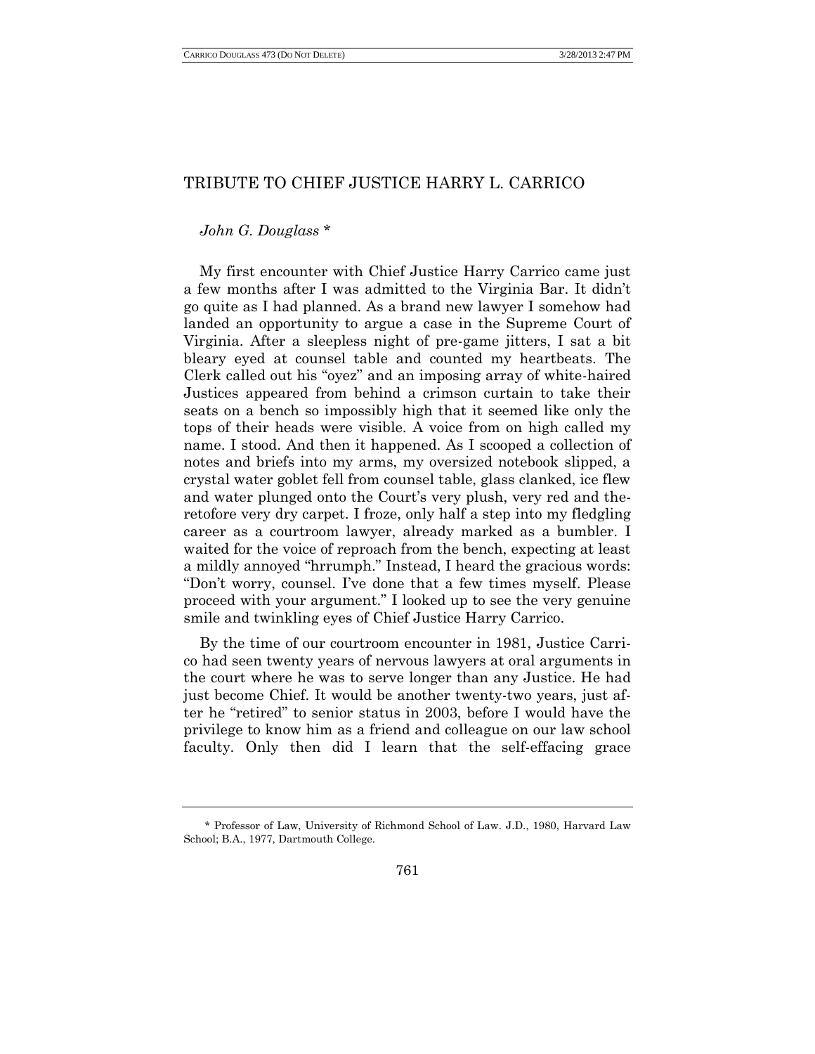# TRIBUTE TO CHIEF JUSTICE HARRY L. CARRICO

*John G. Douglass* *

My first encounter with Chief Justice Harry Carrico came just a few months after I was admitted to the Virginia Bar. It didn't go quite as I had planned. As a brand new lawyer I somehow had landed an opportunity to argue a case in the Supreme Court of Virginia. After a sleepless night of pre-game jitters, I sat a bit bleary eyed at counsel table and counted my heartbeats. The Clerk called out his "oyez" and an imposing array of white-haired Justices appeared from behind a crimson curtain to take their seats on a bench so impossibly high that it seemed like only the tops of their heads were visible. A voice from on high called my name. I stood. And then it happened. As I scooped a collection of notes and briefs into my arms, my oversized notebook slipped, a crystal water goblet fell from counsel table, glass clanked, ice flew and water plunged onto the Court's very plush, very red and theretofore very dry carpet. I froze, only half a step into my fledgling career as a courtroom lawyer, already marked as a bumbler. I waited for the voice of reproach from the bench, expecting at least a mildly annoyed "hrrumph." Instead, I heard the gracious words: "Don't worry, counsel. I've done that a few times myself. Please proceed with your argument." I looked up to see the very genuine smile and twinkling eyes of Chief Justice Harry Carrico.

By the time of our courtroom encounter in 1981, Justice Carrico had seen twenty years of nervous lawyers at oral arguments in the court where he was to serve longer than any Justice. He had just become Chief. It would be another twenty-two years, just after he "retired" to senior status in 2003, before I would have the privilege to know him as a friend and colleague on our law school faculty. Only then did I learn that the self-effacing grace

---

\* Professor of Law, University of Richmond School of Law. J.D., 1980, Harvard Law School; B.A., 1977, Dartmouth College.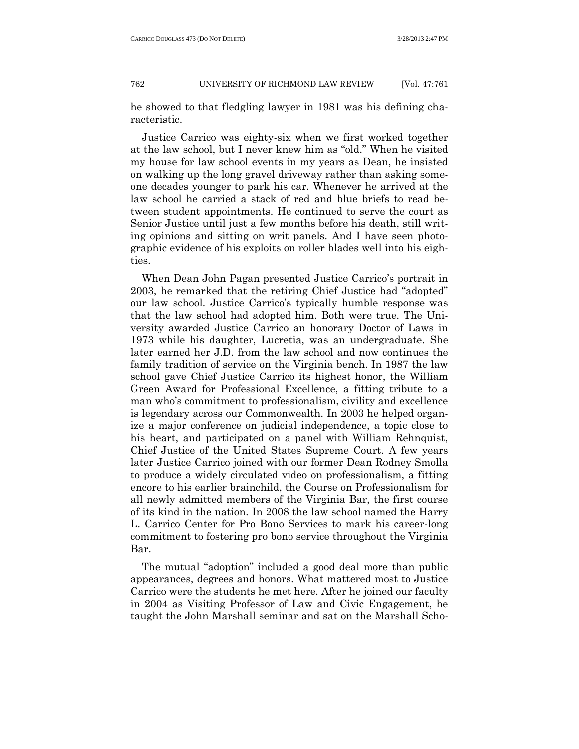he showed to that fledgling lawyer in 1981 was his defining characteristic.

Justice Carrico was eighty-six when we first worked together at the law school, but I never knew him as "old." When he visited my house for law school events in my years as Dean, he insisted on walking up the long gravel driveway rather than asking someone decades younger to park his car. Whenever he arrived at the law school he carried a stack of red and blue briefs to read between student appointments. He continued to serve the court as Senior Justice until just a few months before his death, still writing opinions and sitting on writ panels. And I have seen photographic evidence of his exploits on roller blades well into his eighties.

When Dean John Pagan presented Justice Carrico's portrait in 2003, he remarked that the retiring Chief Justice had "adopted" our law school. Justice Carrico's typically humble response was that the law school had adopted him. Both were true. The University awarded Justice Carrico an honorary Doctor of Laws in 1973 while his daughter, Lucretia, was an undergraduate. She later earned her J.D. from the law school and now continues the family tradition of service on the Virginia bench. In 1987 the law school gave Chief Justice Carrico its highest honor, the William Green Award for Professional Excellence, a fitting tribute to a man who's commitment to professionalism, civility and excellence is legendary across our Commonwealth. In 2003 he helped organize a major conference on judicial independence, a topic close to his heart, and participated on a panel with William Rehnquist, Chief Justice of the United States Supreme Court. A few years later Justice Carrico joined with our former Dean Rodney Smolla to produce a widely circulated video on professionalism, a fitting encore to his earlier brainchild, the Course on Professionalism for all newly admitted members of the Virginia Bar, the first course of its kind in the nation. In 2008 the law school named the Harry L. Carrico Center for Pro Bono Services to mark his career-long commitment to fostering pro bono service throughout the Virginia Bar.

The mutual "adoption" included a good deal more than public appearances, degrees and honors. What mattered most to Justice Carrico were the students he met here. After he joined our faculty in 2004 as Visiting Professor of Law and Civic Engagement, he taught the John Marshall seminar and sat on the Marshall Scho-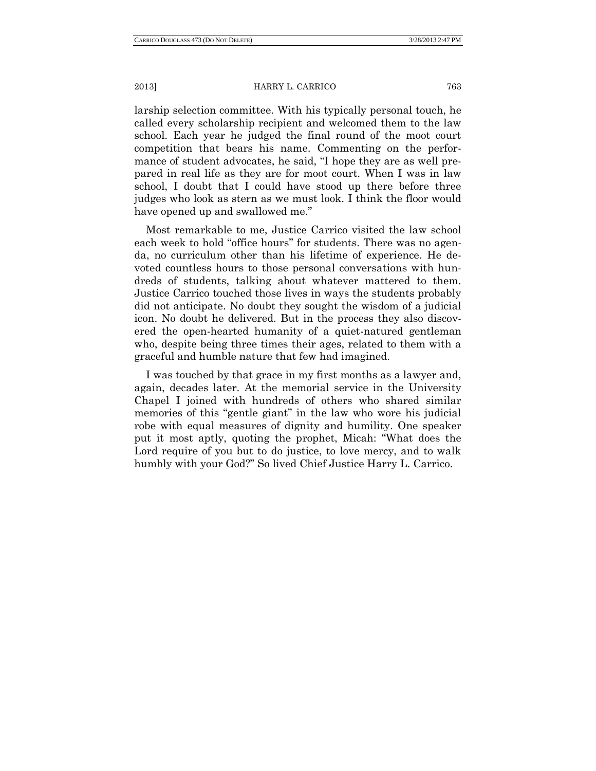larship selection committee. With his typically personal touch, he called every scholarship recipient and welcomed them to the law school. Each year he judged the final round of the moot court competition that bears his name. Commenting on the performance of student advocates, he said, "I hope they are as well prepared in real life as they are for moot court. When I was in law school, I doubt that I could have stood up there before three judges who look as stern as we must look. I think the floor would have opened up and swallowed me."

Most remarkable to me, Justice Carrico visited the law school each week to hold "office hours" for students. There was no agenda, no curriculum other than his lifetime of experience. He devoted countless hours to those personal conversations with hundreds of students, talking about whatever mattered to them. Justice Carrico touched those lives in ways the students probably did not anticipate. No doubt they sought the wisdom of a judicial icon. No doubt he delivered. But in the process they also discovered the open-hearted humanity of a quiet-natured gentleman who, despite being three times their ages, related to them with a graceful and humble nature that few had imagined.

I was touched by that grace in my first months as a lawyer and, again, decades later. At the memorial service in the University Chapel I joined with hundreds of others who shared similar memories of this "gentle giant" in the law who wore his judicial robe with equal measures of dignity and humility. One speaker put it most aptly, quoting the prophet, Micah: "What does the Lord require of you but to do justice, to love mercy, and to walk humbly with your God?" So lived Chief Justice Harry L. Carrico.